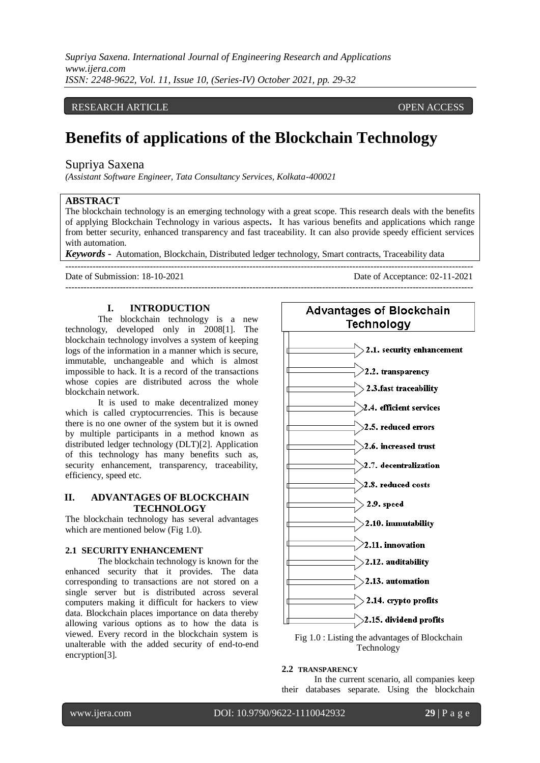RESEARCH ARTICLE OPEN ACCESS

# Benefits of applications of the Blockchain Technology

Supriya Saxena

*(Assistant Software Engineer, Tata Consultancy Services, Kolkata-400021*

**ABSTRACT**

The blockchain technology is an emerging technology with a great scope. This research deals with the benefits of applying Blockchain Technology in various aspects**.** It has various benefits and applications which range from better security, enhanced transparency and fast traceability. It can also provide speedy efficient services with automation.

***Keywords -*** Automation, Blockchain, Distributed ledger technology, Smart contracts, Traceability data

Date of Submission: 18-10-2021 Date of Acceptance: 02-11-2021

## I. INTRODUCTION

The blockchain technology is a new technology, developed only in 2008[1]. The blockchain technology involves a system of keeping logs of the information in a manner which is secure, immutable, unchangeable and which is almost impossible to hack. It is a record of the transactions whose copies are distributed across the whole blockchain network.

It is used to make decentralized money which is called cryptocurrencies. This is because there is no one owner of the system but it is owned by multiple participants in a method known as distributed ledger technology (DLT)[2]. Application of this technology has many benefits such as, security enhancement, transparency, traceability, efficiency, speed etc.

## II. ADVANTAGES OF BLOCKCHAIN TECHNOLOGY

The blockchain technology has several advantages which are mentioned below (Fig 1.0).

### 2.1 SECURITY ENHANCEMENT

The blockchain technology is known for the enhanced security that it provides. The data corresponding to transactions are not stored on a single server but is distributed across several computers making it difficult for hackers to view data. Blockchain places importance on data thereby allowing various options as to how the data is viewed. Every record in the blockchain system is unalterable with the added security of end-to-end encryption[3].

**Advantages of Blockchain Technology**

- 2.1. security enhancement
- 2.2. transparency
- 2.3.fast traceability
- 2.4. efficient services
- 2.5. reduced errors
- 2.6. increased trust
- 2.7. decentralization
- 2.8. reduced costs
- 2.9. speed
- 2.10. immutability
- 2.11. innovation
- 2.12. auditability
- 2.13. automation
- 2.14. crypto profits
- 2.15. dividend profits

Fig 1.0 : Listing the advantages of Blockchain Technology

### 2.2 TRANSPARENCY

In the current scenario, all companies keep their databases separate. Using the blockchain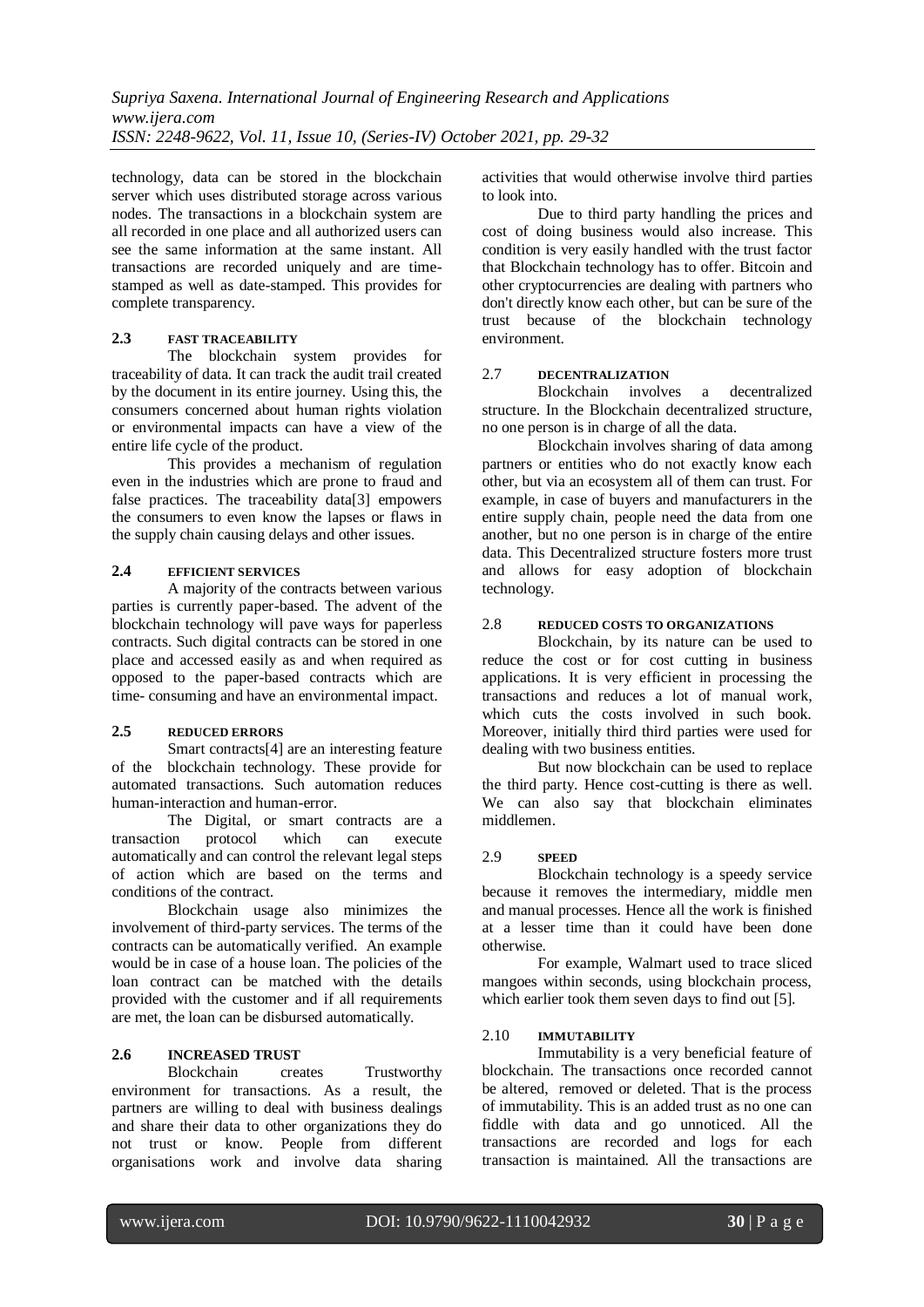technology, data can be stored in the blockchain server which uses distributed storage across various nodes. The transactions in a blockchain system are all recorded in one place and all authorized users can see the same information at the same instant. All transactions are recorded uniquely and are time-stamped as well as date-stamped. This provides for complete transparency.

### 2.3 FAST TRACEABILITY

The blockchain system provides for traceability of data. It can track the audit trail created by the document in its entire journey. Using this, the consumers concerned about human rights violation or environmental impacts can have a view of the entire life cycle of the product.

This provides a mechanism of regulation even in the industries which are prone to fraud and false practices. The traceability data[3] empowers the consumers to even know the lapses or flaws in the supply chain causing delays and other issues.

### 2.4 EFFICIENT SERVICES

A majority of the contracts between various parties is currently paper-based. The advent of the blockchain technology will pave ways for paperless contracts. Such digital contracts can be stored in one place and accessed easily as and when required as opposed to the paper-based contracts which are time- consuming and have an environmental impact.

### 2.5 REDUCED ERRORS

Smart contracts[4] are an interesting feature of the blockchain technology. These provide for automated transactions. Such automation reduces human-interaction and human-error.

The Digital, or smart contracts are a transaction protocol which can execute automatically and can control the relevant legal steps of action which are based on the terms and conditions of the contract.

Blockchain usage also minimizes the involvement of third-party services. The terms of the contracts can be automatically verified. An example would be in case of a house loan. The policies of the loan contract can be matched with the details provided with the customer and if all requirements are met, the loan can be disbursed automatically.

### 2.6 INCREASED TRUST

Blockchain creates Trustworthy environment for transactions. As a result, the partners are willing to deal with business dealings and share their data to other organizations they do not trust or know. People from different organisations work and involve data sharing activities that would otherwise involve third parties to look into.

Due to third party handling the prices and cost of doing business would also increase. This condition is very easily handled with the trust factor that Blockchain technology has to offer. Bitcoin and other cryptocurrencies are dealing with partners who don't directly know each other, but can be sure of the trust because of the blockchain technology environment.

### 2.7 DECENTRALIZATION

Blockchain involves a decentralized structure. In the Blockchain decentralized structure, no one person is in charge of all the data.

Blockchain involves sharing of data among partners or entities who do not exactly know each other, but via an ecosystem all of them can trust. For example, in case of buyers and manufacturers in the entire supply chain, people need the data from one another, but no one person is in charge of the entire data. This Decentralized structure fosters more trust and allows for easy adoption of blockchain technology.

### 2.8 REDUCED COSTS TO ORGANIZATIONS

Blockchain, by its nature can be used to reduce the cost or for cost cutting in business applications. It is very efficient in processing the transactions and reduces a lot of manual work, which cuts the costs involved in such book. Moreover, initially third third parties were used for dealing with two business entities.

But now blockchain can be used to replace the third party. Hence cost-cutting is there as well. We can also say that blockchain eliminates middlemen.

### 2.9 SPEED

Blockchain technology is a speedy service because it removes the intermediary, middle men and manual processes. Hence all the work is finished at a lesser time than it could have been done otherwise.

For example, Walmart used to trace sliced mangoes within seconds, using blockchain process, which earlier took them seven days to find out [5].

### 2.10 IMMUTABILITY

Immutability is a very beneficial feature of blockchain. The transactions once recorded cannot be altered, removed or deleted. That is the process of immutability. This is an added trust as no one can fiddle with data and go unnoticed. All the transactions are recorded and logs for each transaction is maintained. All the transactions are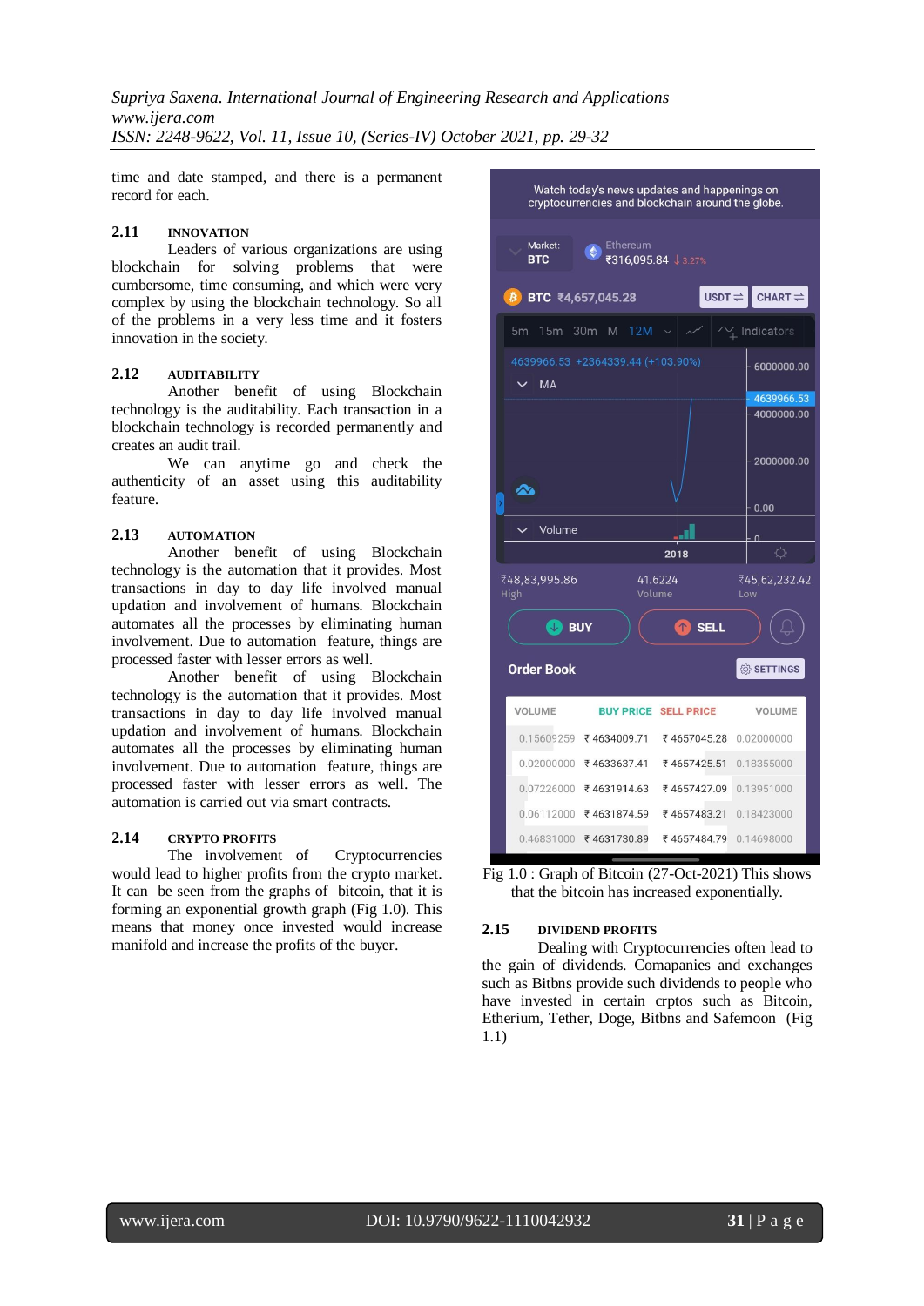time and date stamped, and there is a permanent record for each.

### 2.11 INNOVATION

Leaders of various organizations are using blockchain for solving problems that were cumbersome, time consuming, and which were very complex by using the blockchain technology. So all of the problems in a very less time and it fosters innovation in the society.

### 2.12 AUDITABILITY

Another benefit of using Blockchain technology is the auditability. Each transaction in a blockchain technology is recorded permanently and creates an audit trail.

We can anytime go and check the authenticity of an asset using this auditability feature.

### 2.13 AUTOMATION

Another benefit of using Blockchain technology is the automation that it provides. Most transactions in day to day life involved manual updation and involvement of humans. Blockchain automates all the processes by eliminating human involvement. Due to automation feature, things are processed faster with lesser errors as well.

Another benefit of using Blockchain technology is the automation that it provides. Most transactions in day to day life involved manual updation and involvement of humans. Blockchain automates all the processes by eliminating human involvement. Due to automation feature, things are processed faster with lesser errors as well. The automation is carried out via smart contracts.

### 2.14 CRYPTO PROFITS

The involvement of Cryptocurrencies would lead to higher profits from the crypto market. It can be seen from the graphs of bitcoin, that it is forming an exponential growth graph (Fig 1.0). This means that money once invested would increase manifold and increase the profits of the buyer.

Fig 1.0 : Graph of Bitcoin (27-Oct-2021) This shows that the bitcoin has increased exponentially.

### 2.15 DIVIDEND PROFITS

Dealing with Cryptocurrencies often lead to the gain of dividends. Comapanies and exchanges such as Bitbns provide such dividends to people who have invested in certain crptos such as Bitcoin, Etherium, Tether, Doge, Bitbns and Safemoon (Fig 1.1)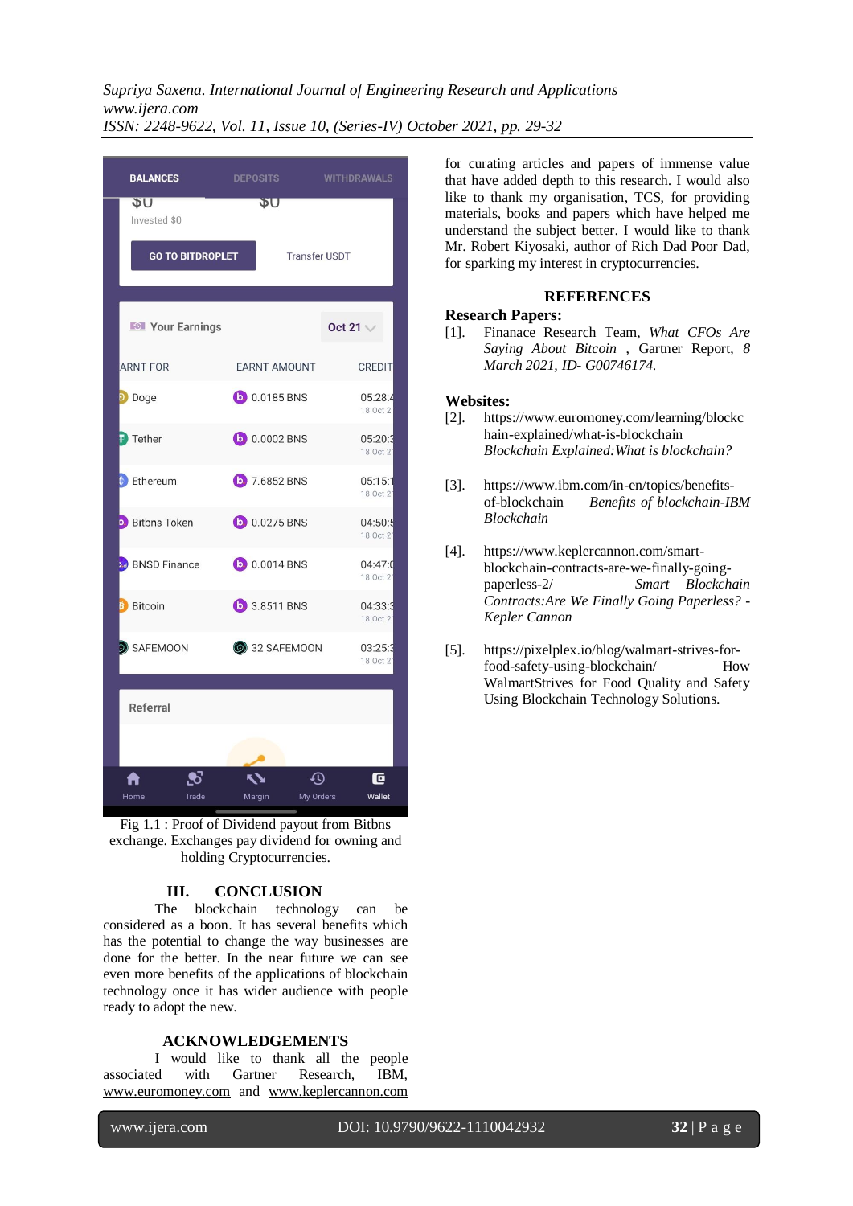Fig 1.1 : Proof of Dividend payout from Bitbns exchange. Exchanges pay dividend for owning and holding Cryptocurrencies.

## III. CONCLUSION

The blockchain technology can be considered as a boon. It has several benefits which has the potential to change the way businesses are done for the better. In the near future we can see even more benefits of the applications of blockchain technology once it has wider audience with people ready to adopt the new.

## ACKNOWLEDGEMENTS

I would like to thank all the people associated with Gartner Research, IBM, www.euromoney.com and www.keplercannon.com for curating articles and papers of immense value that have added depth to this research. I would also like to thank my organisation, TCS, for providing materials, books and papers which have helped me understand the subject better. I would like to thank Mr. Robert Kiyosaki, author of Rich Dad Poor Dad, for sparking my interest in cryptocurrencies.

## REFERENCES

**Research Papers:**

[1]. Finanace Research Team, *What CFOs Are Saying About Bitcoin* , Gartner Report, *8 March 2021, ID- G00746174.*

**Websites:**

[2]. https://www.euromoney.com/learning/blockchain-explained/what-is-blockchain *Blockchain Explained:What is blockchain?*

[3]. https://www.ibm.com/in-en/topics/benefits-of-blockchain *Benefits of blockchain-IBM Blockchain*

[4]. https://www.keplercannon.com/smart-blockchain-contracts-are-we-finally-going-paperless-2/ *Smart Blockchain Contracts:Are We Finally Going Paperless? - Kepler Cannon*

[5]. https://pixelplex.io/blog/walmart-strives-for-food-safety-using-blockchain/ How WalmartStrives for Food Quality and Safety Using Blockchain Technology Solutions.